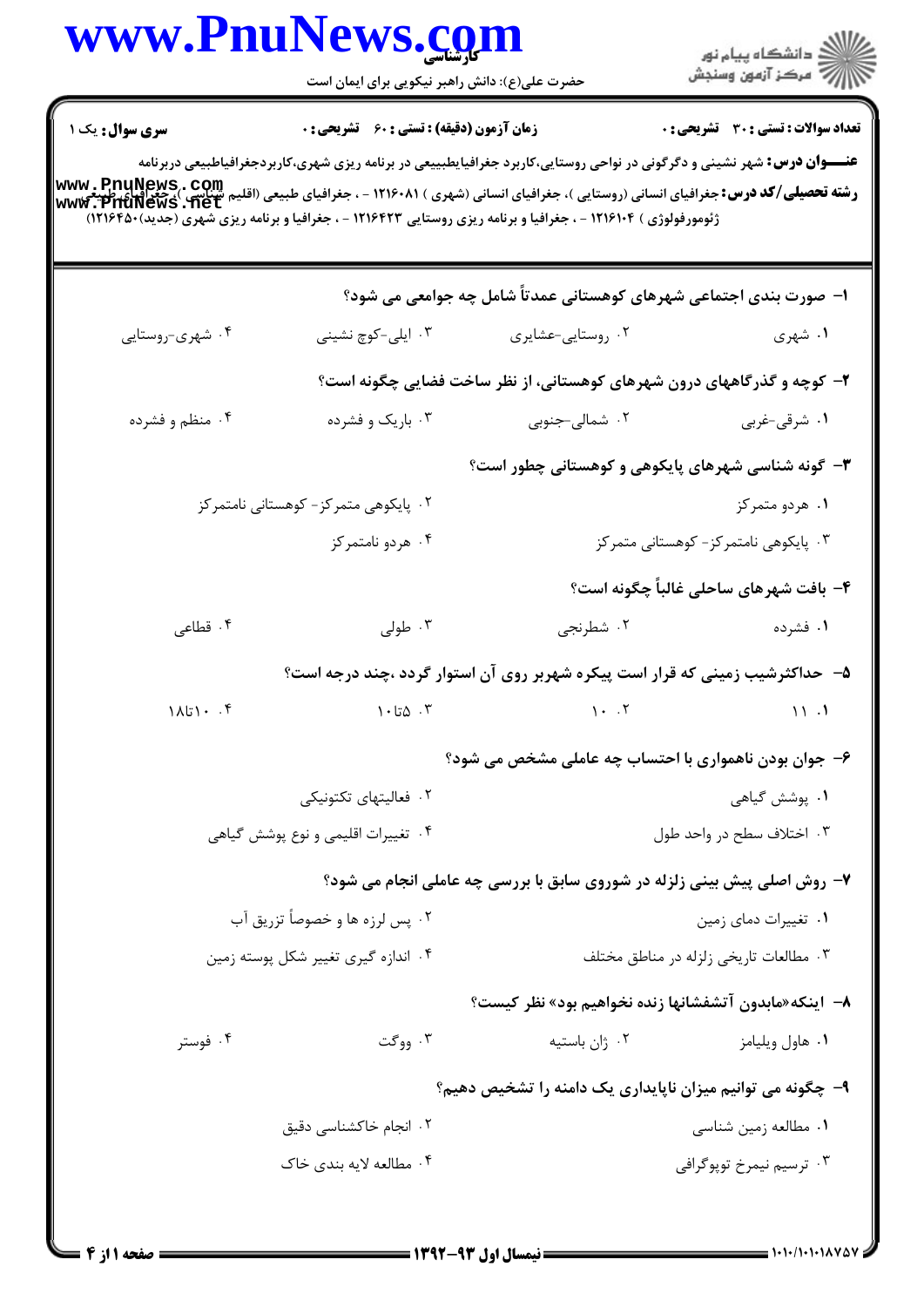**سری سوال:** یک ۱

**زمان آزمون (دقیقه) : تستی : ۶۰ تشریحی : ۰**

**تعداد سوالات : تستی : ۳۰ تشریحی : ۰**

**عنـــوان درس:** شهر نشینی و دگرگونی در نواحی روستایی،کاربرد جغرافیاطبیعی در برنامه ریزی شهری،کاربردجغرافیاطبیعی دربرنامه

**رشته تحصیلی/کد درس:** جغرافیای انسانی (روستایی )، جغرافیای انسانی (شهری ) ۱۲۱۶۰۸۱ - ، جغرافیای طبیعی (اقلیم شناسی )، جغرافیای طبیعی (ژئومورفولوژی ) ۱۲۱۶۱۰۴ - ، جغرافیا و برنامه ریزی روستایی ۱۲۱۶۴۲۳ - ، جغرافیا و برنامه ریزی شهری (جدید)۱۲۱۶۴۵۰)

---

**۱- صورت بندی اجتماعی شهرهای کوهستانی عمدتاً شامل چه جوامعی می شود؟**

۱. شهری
۲. روستایی-عشایری
۳. ایلی-کوچ نشینی
۴. شهری-روستایی

**۲- کوچه و گذرگاههای درون شهرهای کوهستانی، از نظر ساخت فضایی چگونه است؟**

۱. شرقی-غربی
۲. شمالی-جنوبی
۳. باریک و فشرده
۴. منظم و فشرده

**۳- گونه شناسی شهرهای پایکوهی و کوهستانی چطور است؟**

۱. هردو متمرکز
۲. پایکوهی متمرکز- کوهستانی نامتمرکز
۳. پایکوهی نامتمرکز- کوهستانی متمرکز
۴. هردو نامتمرکز

**۴- بافت شهرهای ساحلی غالباً چگونه است؟**

۱. فشرده
۲. شطرنجی
۳. طولی
۴. قطاعی

**۵- حداکثرشیب زمینی که قرار است پیکره شهربر روی آن استوار گردد ،چند درجه است؟**

۱. ۱۱
۲. ۱۰
۳. ۱۰تا۵
۴. ۱۰تا۱۸

**۶- جوان بودن ناهمواری با احتساب چه عاملی مشخص می شود؟**

۱. پوشش گیاهی
۲. فعالیتهای تکتونیکی
۳. اختلاف سطح در واحد طول
۴. تغییرات اقلیمی و نوع پوشش گیاهی

**۷- روش اصلی پیش بینی زلزله در شوروی سابق با بررسی چه عاملی انجام می شود؟**

۱. تغییرات دمای زمین
۲. پس لرزه ها و خصوصاً تزریق آب
۳. مطالعات تاریخی زلزله در مناطق مختلف
۴. اندازه گیری تغییر شکل پوسته زمین

**۸- اینکه«مابدون آتشفشانها زنده نخواهیم بود» نظر کیست؟**

۱. هاول ویلیامز
۲. ژان باستیه
۳. ووگت
۴. فوستر

**۹- چگونه می توانیم میزان ناپایداری یک دامنه را تشخیص دهیم؟**

۱. مطالعه زمین شناسی
۲. انجام خاکشناسی دقیق
۳. ترسیم نیمرخ توپوگرافی
۴. مطالعه لایه بندی خاک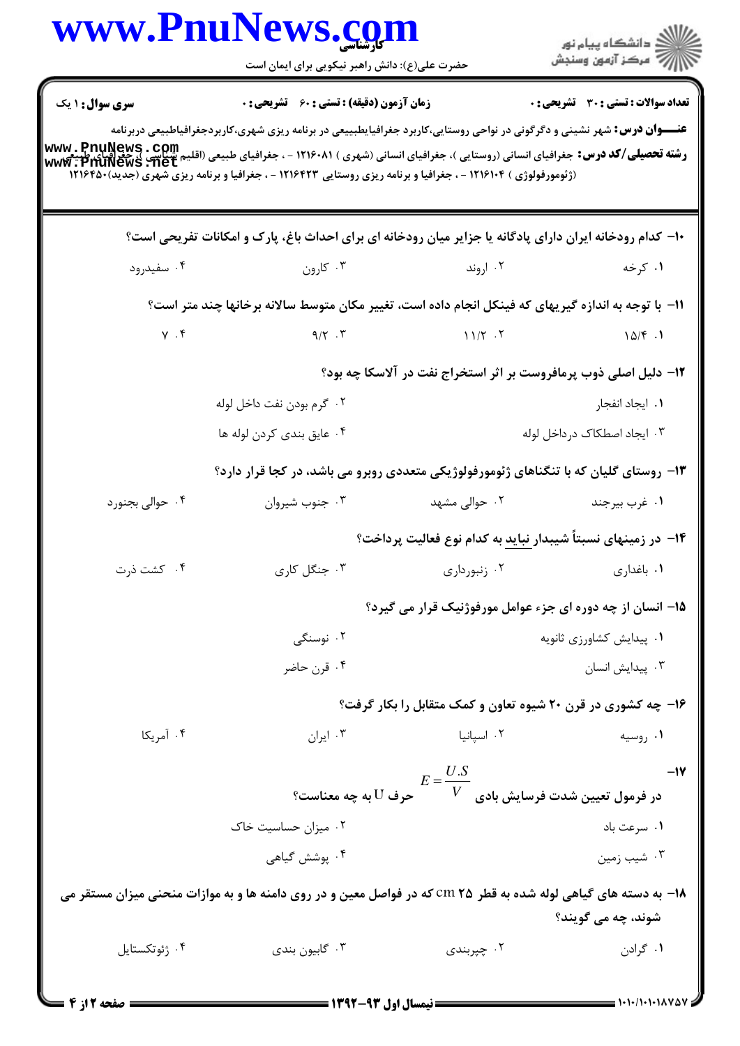**سری سوال:** ۱ یک | **زمان آزمون (دقیقه) : تستی : ۶۰ تشریحی : ۰** | **تعداد سوالات : تستی : ۳۰ تشریحی : ۰**

**عنـــوان درس:** شهر نشینی و دگرگونی در نواحی روستایی،کاربرد جغرافیاطبیعی در برنامه ریزی شهری،کاربردجغرافیاطبیعی دربرنامه

**رشته تحصیلی/کد درس:** جغرافیای انسانی (روستایی )، جغرافیای انسانی (شهری ) ۱۲۱۶۰۸۱ - ، جغرافیای طبیعی (اقلیم شناسی )، جغرافیای طبیعی (ژئومورفولوژی ) ۱۲۱۶۱۰۴ - ، جغرافیا و برنامه ریزی روستایی ۱۲۱۶۴۲۳ - ، جغرافیا و برنامه ریزی شهری (جدید)۱۲۱۶۴۵۰

۱۰- کدام رودخانه ایران دارای پادگانه یا جزایر میان رودخانه ای برای احداث باغ، پارک و امکانات تفریحی است؟

۱. کرخه ۲. اروند ۳. کارون ۴. سفیدرود

۱۱- با توجه به اندازه گیریهای که فینکل انجام داده است، تغییر مکان متوسط سالانه برخانها چند متر است؟

۱. ۱۵/۴ ۲. ۱۱/۲ ۳. ۹/۲ ۴. ۷

۱۲- دلیل اصلی ذوب پرمافروست بر اثر استخراج نفت در آلاسکا چه بود؟

۱. ایجاد انفجار
۲. گرم بودن نفت داخل لوله
۳. ایجاد اصطکاک درداخل لوله
۴. عایق بندی کردن لوله ها

۱۳- روستای گلیان که با تنگناهای ژئومورفولوژیکی متعددی روبرو می باشد، در کجا قرار دارد؟

۱. غرب بیرجند ۲. حوالی مشهد ۳. جنوب شیروان ۴. حوالی بجنورد

۱۴- در زمینهای نسبتاً شیبدار نباید به کدام نوع فعالیت پرداخت؟

۱. باغداری ۲. زنبورداری ۳. جنگل کاری ۴. کشت ذرت

۱۵- انسان از چه دوره ای جزء عوامل مورفوژنیک قرار می گیرد؟

۱. پیدایش کشاورزی ثانویه
۲. نوسنگی
۳. پیدایش انسان
۴. قرن حاضر

۱۶- چه کشوری در قرن ۲۰ شیوه تعاون و کمک متقابل را بکار گرفت؟

۱. روسیه ۲. اسپانیا ۳. ایران ۴. آمریکا

۱۷- در فرمول تعیین شدت فرسایش بادی $E = \frac{U.S}{V}$ حرف U به چه معناست؟

۱. سرعت باد
۲. میزان حساسیت خاک
۳. شیب زمین
۴. پوشش گیاهی

۱۸- به دسته های گیاهی لوله شده به قطر ۲۵ cm که در فواصل معین و در روی دامنه ها و به موازات منحنی میزان مستقر می شوند، چه می گویند؟

۱. گرادن ۲. چپربندی ۳. گابیون بندی ۴. ژئوتکستایل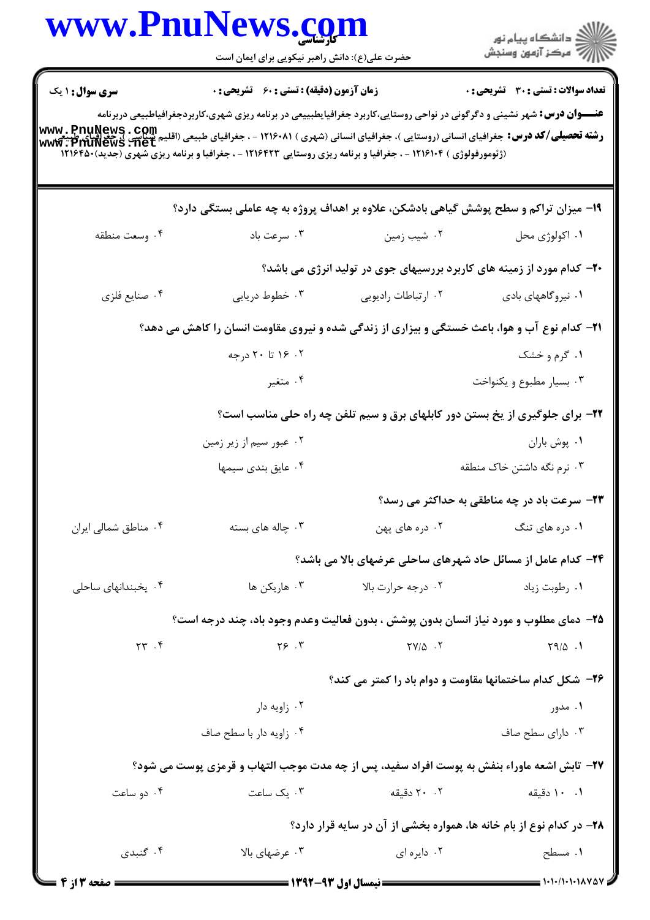**سری سوال:** ۱ یک | **زمان آزمون (دقیقه) : تستی :** ۶۰ **تشریحی :** ۰ | **تعداد سوالات : تستی :** ۳۰ **تشریحی :** ۰

**عنـــوان درس:** شهر نشینی و دگرگونی در نواحی روستایی،کاربرد جغرافیاطبیعی در برنامه ریزی شهری،کاربردجغرافیاطبیعی دربرنامه

**رشته تحصیلی/کد درس:** جغرافیای انسانی (روستایی )، جغرافیای انسانی (شهری ) ۱۲۱۶۰۸۱ - ، جغرافیای طبیعی (اقلیم شناسی )، جغرافیای طبیعی (ژئومورفولوژی ) ۱۲۱۶۱۰۴ - ، جغرافیا و برنامه ریزی روستایی ۱۲۱۶۴۲۳ - ، جغرافیا و برنامه ریزی شهری (جدید)۱۲۱۶۴۵۰

**۱۹-** میزان تراکم و سطح پوشش گیاهی بادشکن، علاوه بر اهداف پروژه به چه عاملی بستگی دارد؟

۱. اکولوژی محل
۲. شیب زمین
۳. سرعت باد
۴. وسعت منطقه

**۲۰-** کدام مورد از زمینه های کاربرد بررسیهای جوی در تولید انرژی می باشد؟

۱. نیروگاههای بادی
۲. ارتباطات رادیویی
۳. خطوط دریایی
۴. صنایع فلزی

**۲۱-** کدام نوع آب و هوا، باعث خستگی و بیزاری از زندگی شده و نیروی مقاومت انسان را کاهش می دهد؟

۱. گرم و خشک
۲. ۱۶ تا ۲۰ درجه
۳. بسیار مطبوع و یکنواخت
۴. متغیر

**۲۲-** برای جلوگیری از یخ بستن دور کابلهای برق و سیم تلفن چه راه حلی مناسب است؟

۱. پوش باران
۲. عبور سیم از زیر زمین
۳. نرم نگه داشتن خاک منطقه
۴. عایق بندی سیمها

**۲۳-** سرعت باد در چه مناطقی به حداکثر می رسد؟

۱. دره های تنگ
۲. دره های پهن
۳. چاله های بسته
۴. مناطق شمالی ایران

**۲۴-** کدام عامل از مسائل حاد شهرهای ساحلی عرضهای بالا می باشد؟

۱. رطوبت زیاد
۲. درجه حرارت بالا
۳. هاریکن ها
۴. یخبندانهای ساحلی

**۲۵-** دمای مطلوب و مورد نیاز انسان بدون پوشش ، بدون فعالیت وعدم وجود باد، چند درجه است؟

۱. ۲۹/۵
۲. ۲۷/۵
۳. ۲۶
۴. ۲۳

**۲۶-** شکل کدام ساختمانها مقاومت و دوام باد را کمتر می کند؟

۱. مدور
۲. زاویه دار
۳. دارای سطح صاف
۴. زاویه دار با سطح صاف

**۲۷-** تابش اشعه ماوراء بنفش به پوست افراد سفید، پس از چه مدت موجب التهاب و قرمزی پوست می شود؟

۱. ۱۰ دقیقه
۲. ۲۰ دقیقه
۳. یک ساعت
۴. دو ساعت

**۲۸-** در کدام نوع از بام خانه ها، همواره بخشی از آن در سایه قرار دارد؟

۱. مسطح
۲. دایره ای
۳. عرضهای بالا
۴. گنبدی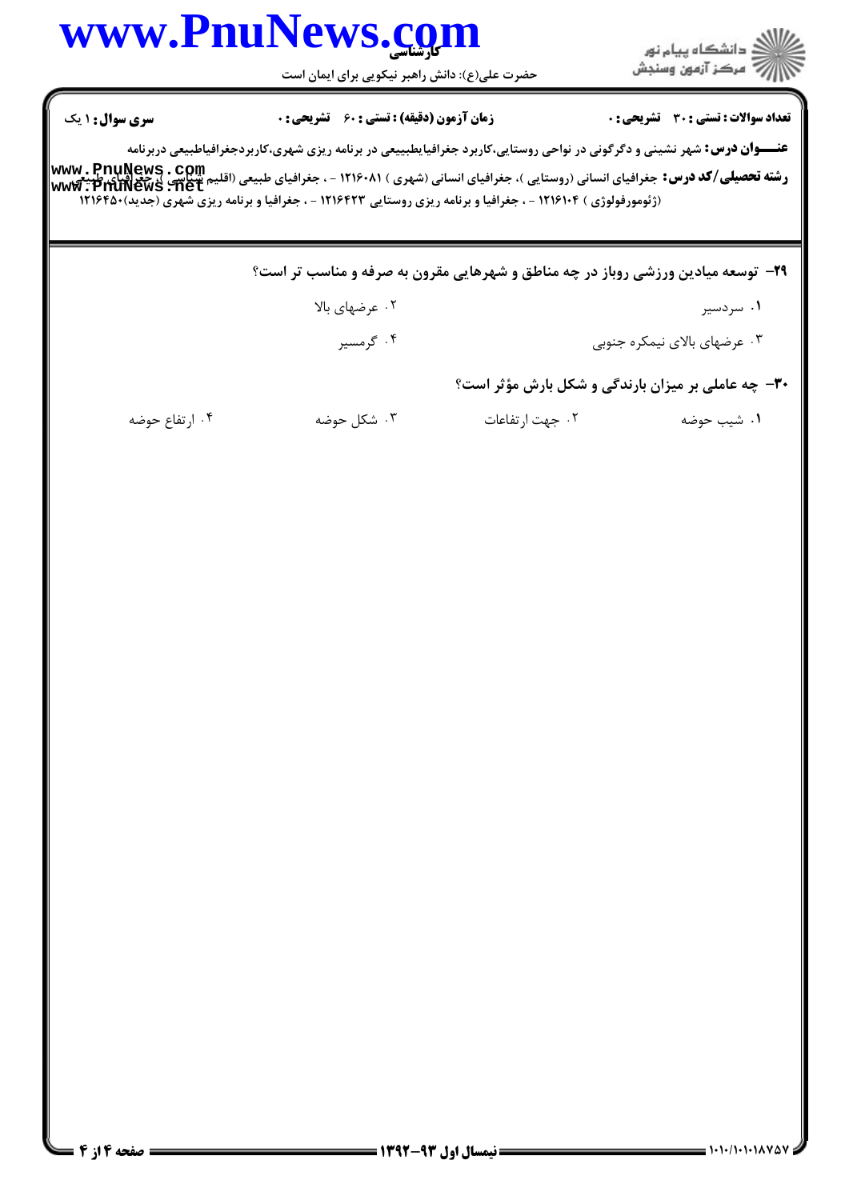**تعداد سوالات : تستی : ۳۰ تشریحی : ۰** | **زمان آزمون (دقیقه) : تستی : ۶۰ تشریحی : ۰** | **سری سوال : ۱ یک**

**عنـــوان درس:** شهر نشینی و دگرگونی در نواحی روستایی،کاربرد جغرافیایطبییعی در برنامه ریزی شهری،کاربردجغرافیاطبیعی دربرنامه

**رشته تحصیلی/کد درس:** جغرافیای انسانی (روستایی )، جغرافیای انسانی (شهری ) ۱۲۱۶۰۸۱ - ، جغرافیای طبیعی (اقلیم شناسی )، جغرافیای طبیعی (ژئومورفولوژی ) ۱۲۱۶۱۰۴ - ، جغرافیا و برنامه ریزی روستایی ۱۲۱۶۴۲۳ - ، جغرافیا و برنامه ریزی شهری (جدید)۱۲۱۶۴۵۰

**۲۹- توسعه میادین ورزشی روباز در چه مناطق و شهرهایی مقرون به صرفه و مناسب تر است؟**

۱. سردسیر

۲. عرضهای بالا

۳. عرضهای بالای نیمکره جنوبی

۴. گرمسیر

**۳۰- چه عاملی بر میزان بارندگی و شکل بارش مؤثر است؟**

۱. شیب حوضه

۲. جهت ارتفاعات

۳. شکل حوضه

۴. ارتفاع حوضه